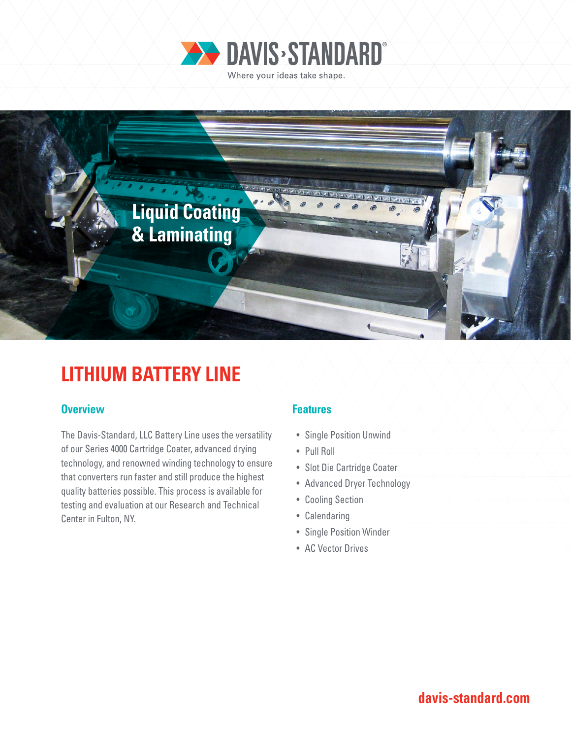DAVIS›STANDARD®

Where your ideas take shape.

Liquid Coating & Laminating

# LITHIUM BATTERY LINE

## Overview

The Davis-Standard, LLC Battery Line uses the versatility of our Series 4000 Cartridge Coater, advanced drying technology, and renowned winding technology to ensure that converters run faster and still produce the highest quality batteries possible. This process is available for testing and evaluation at our Research and Technical Center in Fulton, NY.

## Features

- Single Position Unwind
- Pull Roll
- Slot Die Cartridge Coater
- Advanced Dryer Technology
- Cooling Section
- Calendaring
- Single Position Winder
- AC Vector Drives

davis-standard.com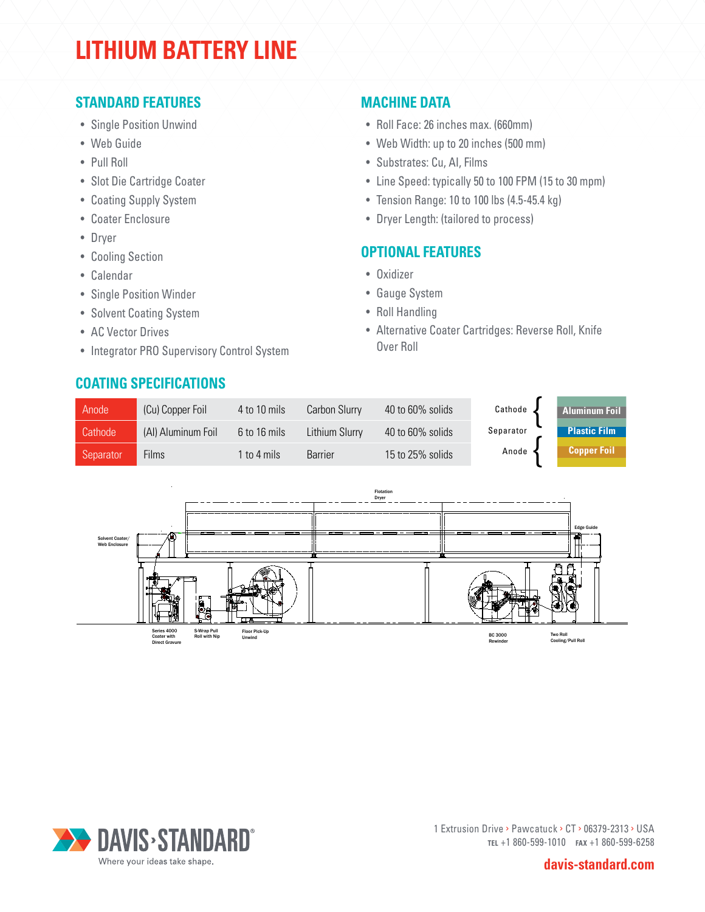# LITHIUM BATTERY LINE

## STANDARD FEATURES

- Single Position Unwind
- Web Guide
- Pull Roll
- Slot Die Cartridge Coater
- Coating Supply System
- Coater Enclosure
- Dryer
- Cooling Section
- Calendar
- Single Position Winder
- Solvent Coating System
- AC Vector Drives
- Integrator PRO Supervisory Control System

## MACHINE DATA

- Roll Face: 26 inches max. (660mm)
- Web Width: up to 20 inches (500 mm)
- Substrates: Cu, Al, Films
- Line Speed: typically 50 to 100 FPM (15 to 30 mpm)
- Tension Range: 10 to 100 lbs (4.5-45.4 kg)
- Dryer Length: (tailored to process)

## OPTIONAL FEATURES

- Oxidizer
- Gauge System
- Roll Handling
- Alternative Coater Cartridges: Reverse Roll, Knife Over Roll

## COATING SPECIFICATIONS

| | | | | |
|---|---|---|---|---|
| Anode | (Cu) Copper Foil | 4 to 10 mils | Carbon Slurry | 40 to 60% solids |
| Cathode | (Al) Aluminum Foil | 6 to 16 mils | Lithium Slurry | 40 to 60% solids |
| Separator | Films | 1 to 4 mils | Barrier | 15 to 25% solids |

Cathode { Aluminum Foil
Separator Plastic Film
Anode { Copper Foil

Flotation Dryer
Edge Guide
Solvent Coater/ Web Enclosure
Series 4000 Coater with Direct Gravure
S-Wrap Pull Roll with Nip
Floor Pick-Up Unwind
BC 3000 Rewinder
Two Roll Cooling/Pull Roll

DAVIS·STANDARD®
Where your ideas take shape.

1 Extrusion Drive › Pawcatuck › CT › 06379-2313 › USA
TEL +1 860-599-1010 FAX +1 860-599-6258
davis-standard.com